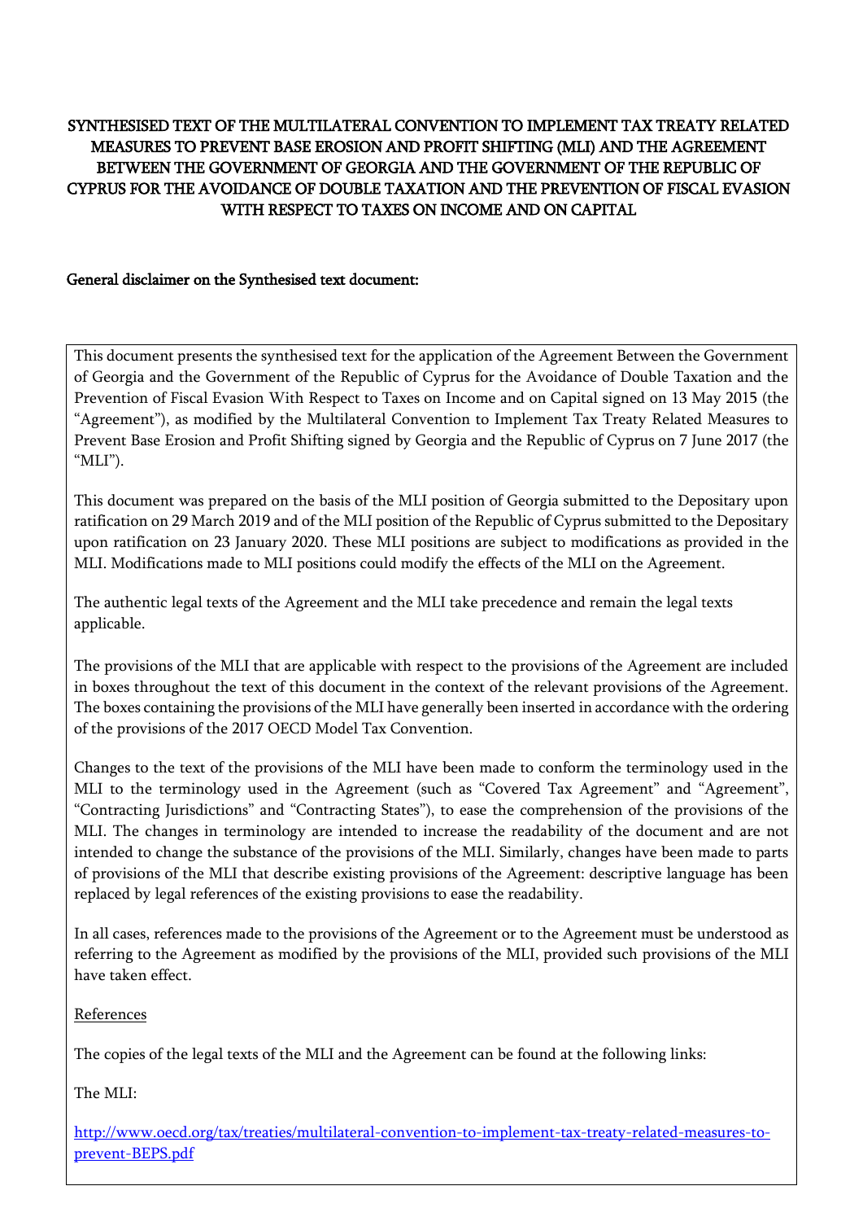# SYNTHESISED TEXT OF THE MULTILATERAL CONVENTION TO IMPLEMENT TAX TREATY RELATED MEASURES TO PREVENT BASE EROSION AND PROFIT SHIFTING (MLI) AND THE AGREEMENT BETWEEN THE GOVERNMENT OF GEORGIA AND THE GOVERNMENT OF THE REPUBLIC OF CYPRUS FOR THE AVOIDANCE OF DOUBLE TAXATION AND THE PREVENTION OF FISCAL EVASION WITH RESPECT TO TAXES ON INCOME AND ON CAPITAL

**General disclaimer on the Synthesised text document:**

This document presents the synthesised text for the application of the Agreement Between the Government of Georgia and the Government of the Republic of Cyprus for the Avoidance of Double Taxation and the Prevention of Fiscal Evasion With Respect to Taxes on Income and on Capital signed on 13 May 2015 (the "Agreement"), as modified by the Multilateral Convention to Implement Tax Treaty Related Measures to Prevent Base Erosion and Profit Shifting signed by Georgia and the Republic of Cyprus on 7 June 2017 (the "MLI").

This document was prepared on the basis of the MLI position of Georgia submitted to the Depositary upon ratification on 29 March 2019 and of the MLI position of the Republic of Cyprus submitted to the Depositary upon ratification on 23 January 2020. These MLI positions are subject to modifications as provided in the MLI. Modifications made to MLI positions could modify the effects of the MLI on the Agreement.

The authentic legal texts of the Agreement and the MLI take precedence and remain the legal texts applicable.

The provisions of the MLI that are applicable with respect to the provisions of the Agreement are included in boxes throughout the text of this document in the context of the relevant provisions of the Agreement. The boxes containing the provisions of the MLI have generally been inserted in accordance with the ordering of the provisions of the 2017 OECD Model Tax Convention.

Changes to the text of the provisions of the MLI have been made to conform the terminology used in the MLI to the terminology used in the Agreement (such as "Covered Tax Agreement" and "Agreement", "Contracting Jurisdictions" and "Contracting States"), to ease the comprehension of the provisions of the MLI. The changes in terminology are intended to increase the readability of the document and are not intended to change the substance of the provisions of the MLI. Similarly, changes have been made to parts of provisions of the MLI that describe existing provisions of the Agreement: descriptive language has been replaced by legal references of the existing provisions to ease the readability.

In all cases, references made to the provisions of the Agreement or to the Agreement must be understood as referring to the Agreement as modified by the provisions of the MLI, provided such provisions of the MLI have taken effect.

References

The copies of the legal texts of the MLI and the Agreement can be found at the following links:

The MLI:

http://www.oecd.org/tax/treaties/multilateral-convention-to-implement-tax-treaty-related-measures-to-prevent-BEPS.pdf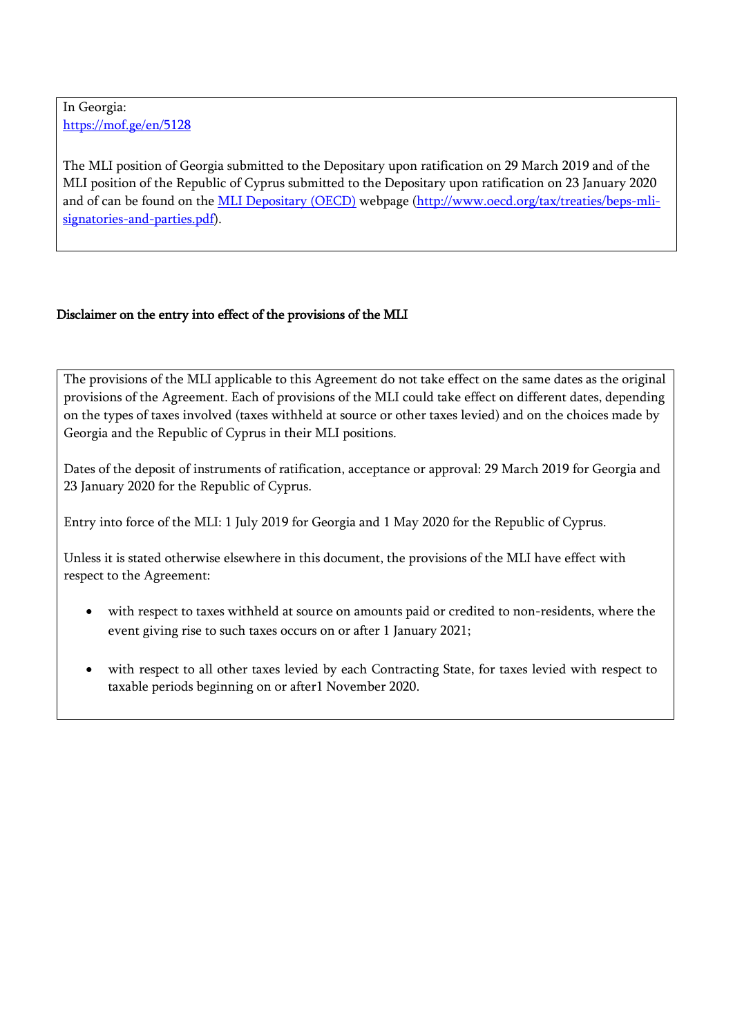In Georgia:
[https://mof.ge/en/5128](https://mof.ge/en/5128)

The MLI position of Georgia submitted to the Depositary upon ratification on 29 March 2019 and of the MLI position of the Republic of Cyprus submitted to the Depositary upon ratification on 23 January 2020 and of can be found on the [MLI Depositary (OECD)](http://www.oecd.org/tax/treaties/beps-mli-signatories-and-parties.pdf) webpage ([http://www.oecd.org/tax/treaties/beps-mli-signatories-and-parties.pdf](http://www.oecd.org/tax/treaties/beps-mli-signatories-and-parties.pdf)).

## Disclaimer on the entry into effect of the provisions of the MLI

The provisions of the MLI applicable to this Agreement do not take effect on the same dates as the original provisions of the Agreement. Each of provisions of the MLI could take effect on different dates, depending on the types of taxes involved (taxes withheld at source or other taxes levied) and on the choices made by Georgia and the Republic of Cyprus in their MLI positions.

Dates of the deposit of instruments of ratification, acceptance or approval: 29 March 2019 for Georgia and 23 January 2020 for the Republic of Cyprus.

Entry into force of the MLI: 1 July 2019 for Georgia and 1 May 2020 for the Republic of Cyprus.

Unless it is stated otherwise elsewhere in this document, the provisions of the MLI have effect with respect to the Agreement:

- with respect to taxes withheld at source on amounts paid or credited to non-residents, where the event giving rise to such taxes occurs on or after 1 January 2021;

- with respect to all other taxes levied by each Contracting State, for taxes levied with respect to taxable periods beginning on or after1 November 2020.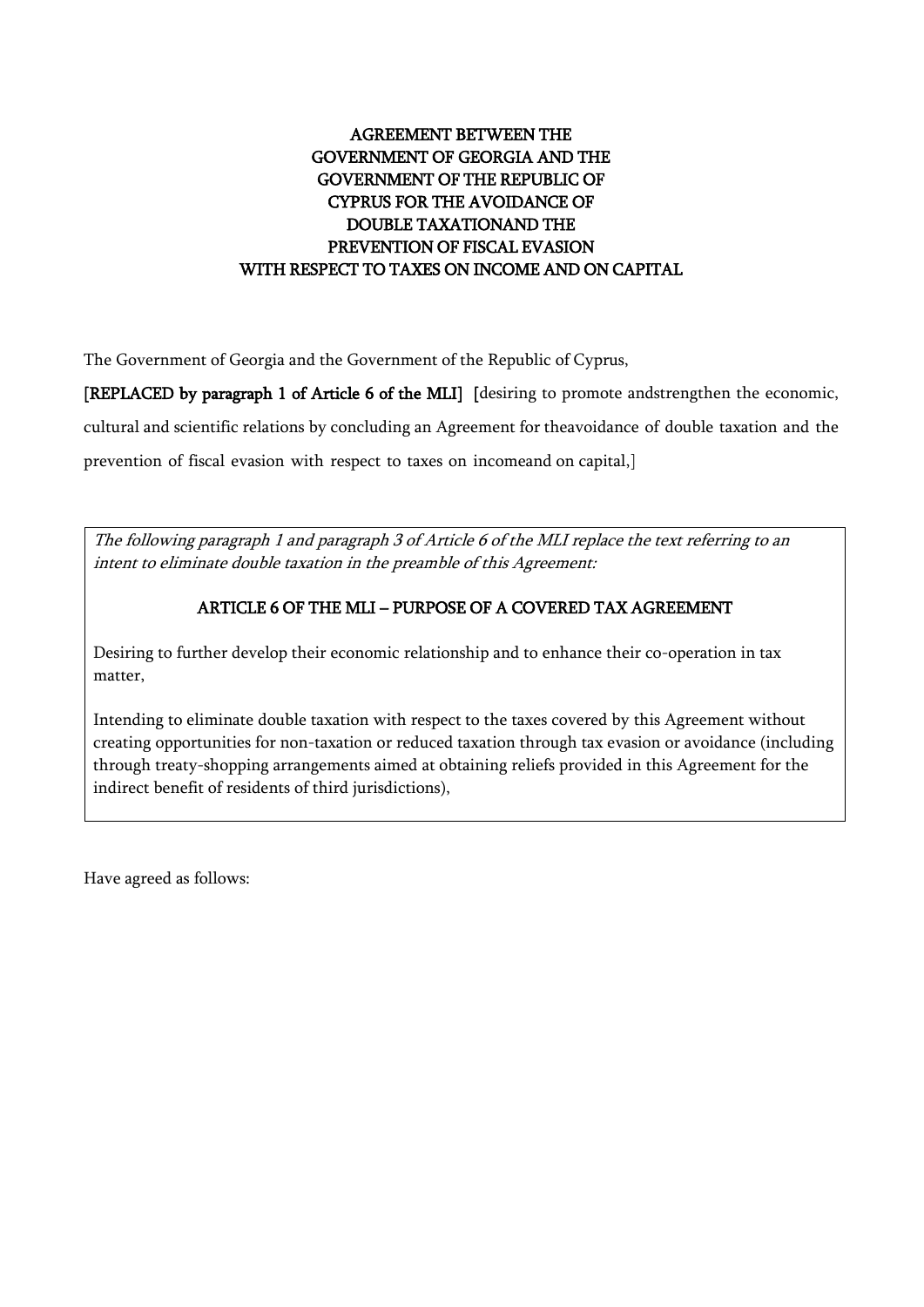# AGREEMENT BETWEEN THE GOVERNMENT OF GEORGIA AND THE GOVERNMENT OF THE REPUBLIC OF CYPRUS FOR THE AVOIDANCE OF DOUBLE TAXATIONAND THE PREVENTION OF FISCAL EVASION WITH RESPECT TO TAXES ON INCOME AND ON CAPITAL

The Government of Georgia and the Government of the Republic of Cyprus,

**[REPLACED by paragraph 1 of Article 6 of the MLI]** [desiring to promote andstrengthen the economic, cultural and scientific relations by concluding an Agreement for theavoidance of double taxation and the prevention of fiscal evasion with respect to taxes on incomeand on capital,]

*The following paragraph 1 and paragraph 3 of Article 6 of the MLI replace the text referring to an intent to eliminate double taxation in the preamble of this Agreement:*

## ARTICLE 6 OF THE MLI – PURPOSE OF A COVERED TAX AGREEMENT

Desiring to further develop their economic relationship and to enhance their co-operation in tax matter,

Intending to eliminate double taxation with respect to the taxes covered by this Agreement without creating opportunities for non-taxation or reduced taxation through tax evasion or avoidance (including through treaty-shopping arrangements aimed at obtaining reliefs provided in this Agreement for the indirect benefit of residents of third jurisdictions),

Have agreed as follows: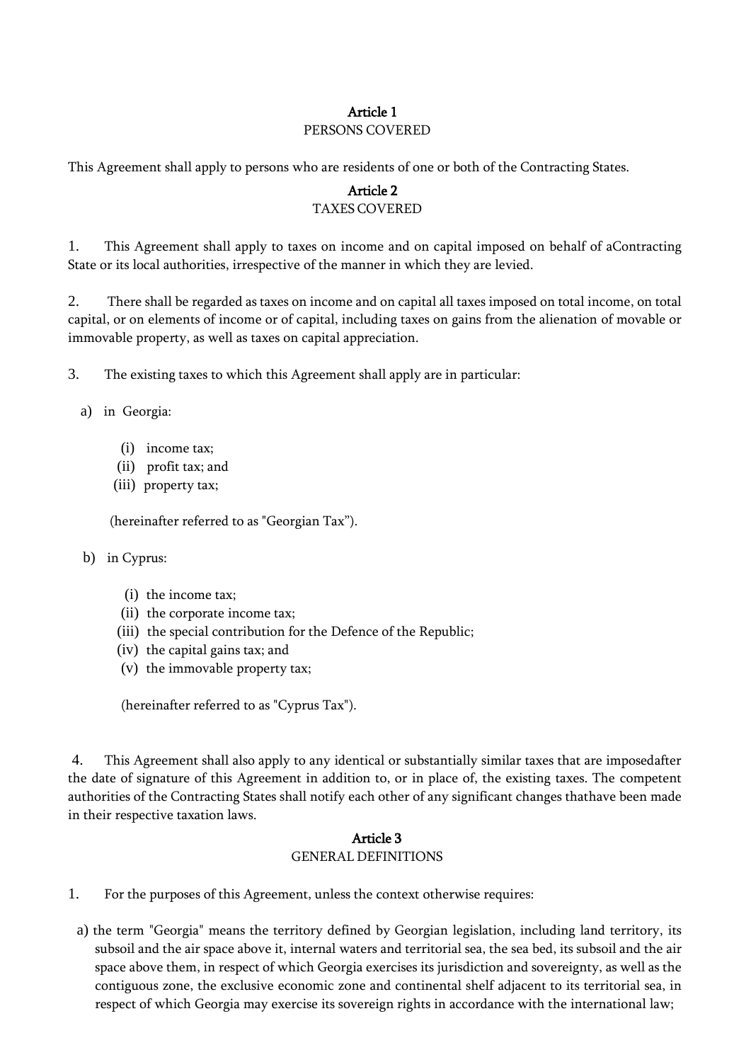## Article 1
PERSONS COVERED

This Agreement shall apply to persons who are residents of one or both of the Contracting States.

## Article 2
TAXES COVERED

1. This Agreement shall apply to taxes on income and on capital imposed on behalf of aContracting State or its local authorities, irrespective of the manner in which they are levied.

2. There shall be regarded as taxes on income and on capital all taxes imposed on total income, on total capital, or on elements of income or of capital, including taxes on gains from the alienation of movable or immovable property, as well as taxes on capital appreciation.

3. The existing taxes to which this Agreement shall apply are in particular:

a) in Georgia:

(i) income tax;
(ii) profit tax; and
(iii) property tax;

(hereinafter referred to as "Georgian Tax").

b) in Cyprus:

(i) the income tax;
(ii) the corporate income tax;
(iii) the special contribution for the Defence of the Republic;
(iv) the capital gains tax; and
(v) the immovable property tax;

(hereinafter referred to as "Cyprus Tax").

4. This Agreement shall also apply to any identical or substantially similar taxes that are imposedafter the date of signature of this Agreement in addition to, or in place of, the existing taxes. The competent authorities of the Contracting States shall notify each other of any significant changes thathave been made in their respective taxation laws.

## Article 3
GENERAL DEFINITIONS

1. For the purposes of this Agreement, unless the context otherwise requires:

a) the term "Georgia" means the territory defined by Georgian legislation, including land territory, its subsoil and the air space above it, internal waters and territorial sea, the sea bed, its subsoil and the air space above them, in respect of which Georgia exercises its jurisdiction and sovereignty, as well as the contiguous zone, the exclusive economic zone and continental shelf adjacent to its territorial sea, in respect of which Georgia may exercise its sovereign rights in accordance with the international law;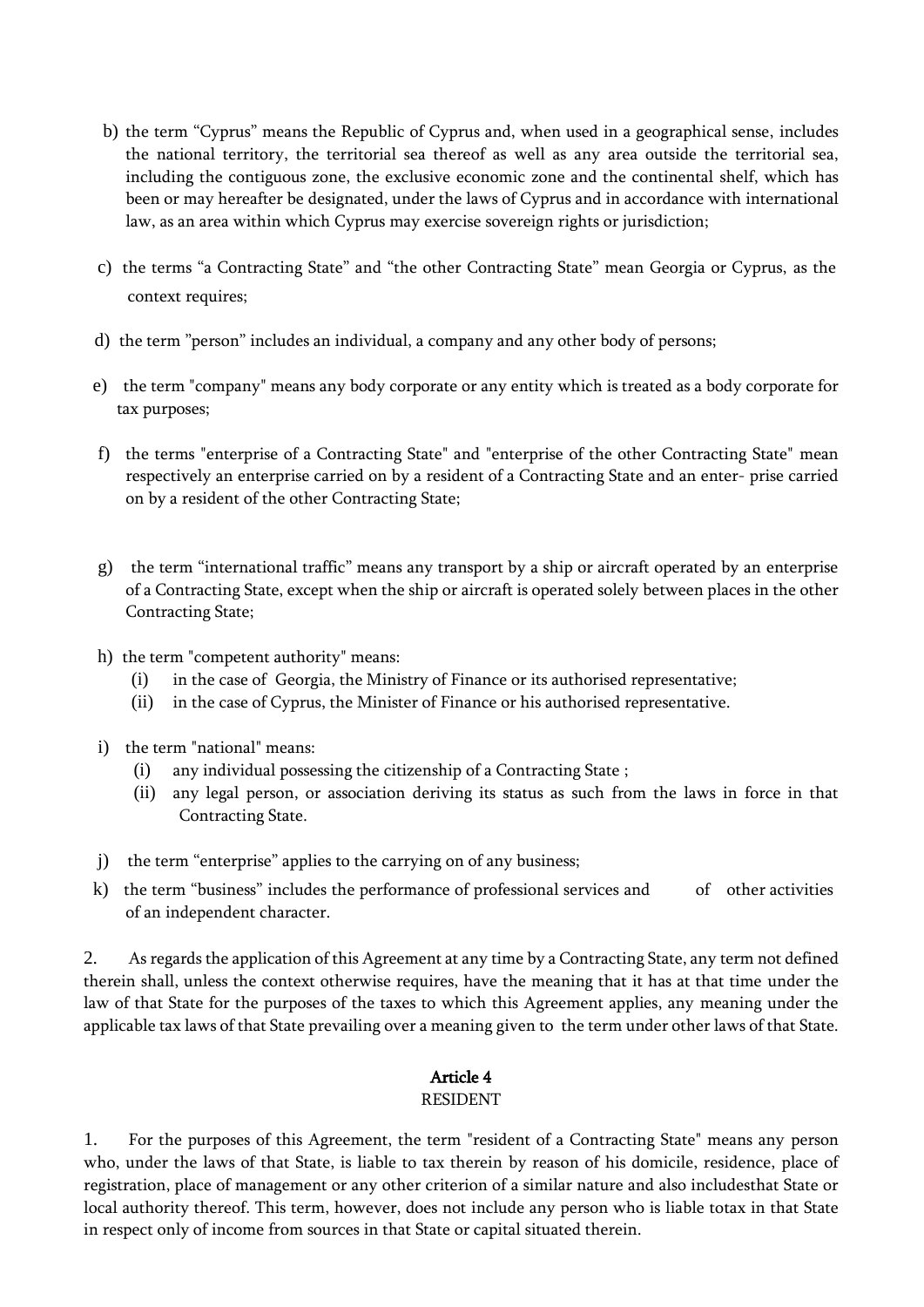b) the term “Cyprus” means the Republic of Cyprus and, when used in a geographical sense, includes the national territory, the territorial sea thereof as well as any area outside the territorial sea, including the contiguous zone, the exclusive economic zone and the continental shelf, which has been or may hereafter be designated, under the laws of Cyprus and in accordance with international law, as an area within which Cyprus may exercise sovereign rights or jurisdiction;

c) the terms “a Contracting State” and “the other Contracting State” mean Georgia or Cyprus, as the context requires;

d) the term ”person” includes an individual, a company and any other body of persons;

e) the term "company" means any body corporate or any entity which is treated as a body corporate for tax purposes;

f) the terms "enterprise of a Contracting State" and "enterprise of the other Contracting State" mean respectively an enterprise carried on by a resident of a Contracting State and an enter- prise carried on by a resident of the other Contracting State;

g) the term “international traffic” means any transport by a ship or aircraft operated by an enterprise of a Contracting State, except when the ship or aircraft is operated solely between places in the other Contracting State;

h) the term "competent authority" means:
   (i) in the case of Georgia, the Ministry of Finance or its authorised representative;
   (ii) in the case of Cyprus, the Minister of Finance or his authorised representative.

i) the term "national" means:
   (i) any individual possessing the citizenship of a Contracting State ;
   (ii) any legal person, or association deriving its status as such from the laws in force in that Contracting State.

j) the term “enterprise” applies to the carrying on of any business;

k) the term “business” includes the performance of professional services and of other activities of an independent character.

2. As regards the application of this Agreement at any time by a Contracting State, any term not defined therein shall, unless the context otherwise requires, have the meaning that it has at that time under the law of that State for the purposes of the taxes to which this Agreement applies, any meaning under the applicable tax laws of that State prevailing over a meaning given to the term under other laws of that State.

## Article 4
RESIDENT

1. For the purposes of this Agreement, the term "resident of a Contracting State" means any person who, under the laws of that State, is liable to tax therein by reason of his domicile, residence, place of registration, place of management or any other criterion of a similar nature and also includesthat State or local authority thereof. This term, however, does not include any person who is liable totax in that State in respect only of income from sources in that State or capital situated therein.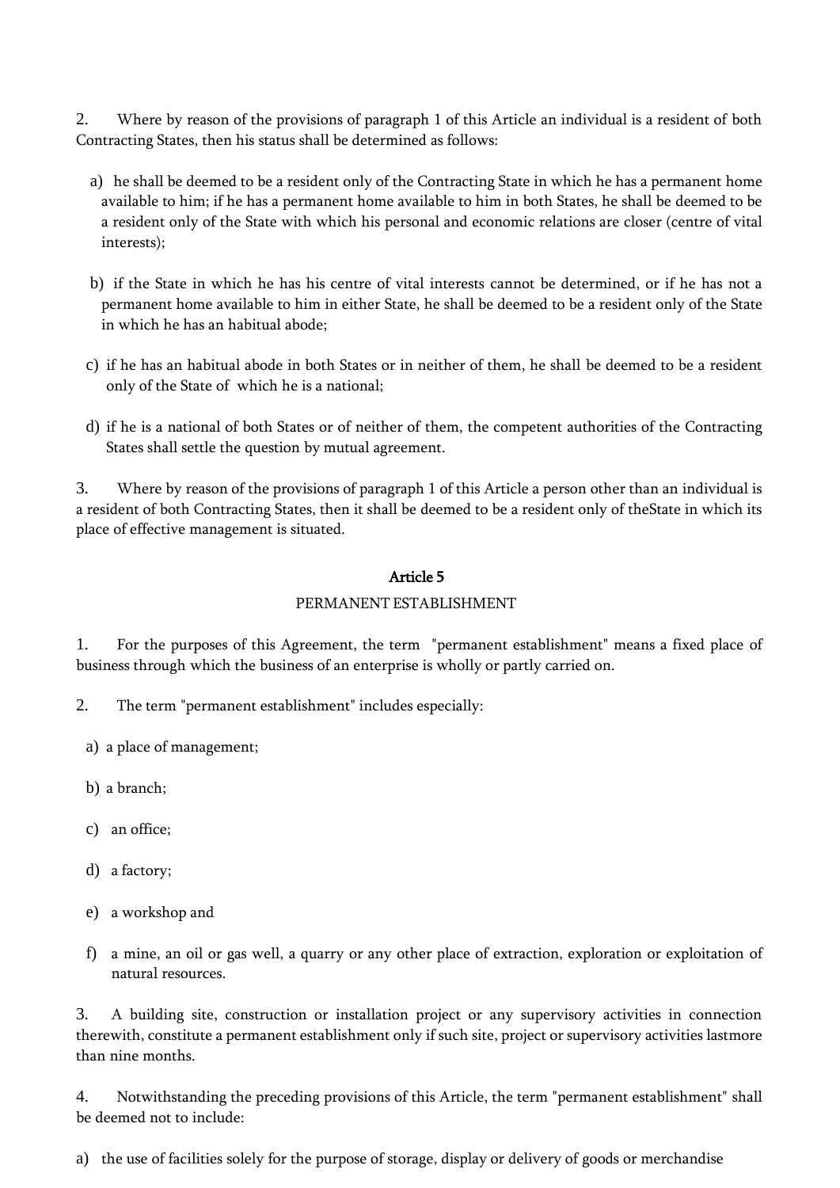2. Where by reason of the provisions of paragraph 1 of this Article an individual is a resident of both Contracting States, then his status shall be determined as follows:

a) he shall be deemed to be a resident only of the Contracting State in which he has a permanent home available to him; if he has a permanent home available to him in both States, he shall be deemed to be a resident only of the State with which his personal and economic relations are closer (centre of vital interests);

b) if the State in which he has his centre of vital interests cannot be determined, or if he has not a permanent home available to him in either State, he shall be deemed to be a resident only of the State in which he has an habitual abode;

c) if he has an habitual abode in both States or in neither of them, he shall be deemed to be a resident only of the State of which he is a national;

d) if he is a national of both States or of neither of them, the competent authorities of the Contracting States shall settle the question by mutual agreement.

3. Where by reason of the provisions of paragraph 1 of this Article a person other than an individual is a resident of both Contracting States, then it shall be deemed to be a resident only of theState in which its place of effective management is situated.

## Article 5

### PERMANENT ESTABLISHMENT

1. For the purposes of this Agreement, the term "permanent establishment" means a fixed place of business through which the business of an enterprise is wholly or partly carried on.

2. The term "permanent establishment" includes especially:

a) a place of management;

b) a branch;

c) an office;

d) a factory;

e) a workshop and

f) a mine, an oil or gas well, a quarry or any other place of extraction, exploration or exploitation of natural resources.

3. A building site, construction or installation project or any supervisory activities in connection therewith, constitute a permanent establishment only if such site, project or supervisory activities lastmore than nine months.

4. Notwithstanding the preceding provisions of this Article, the term "permanent establishment" shall be deemed not to include:

a) the use of facilities solely for the purpose of storage, display or delivery of goods or merchandise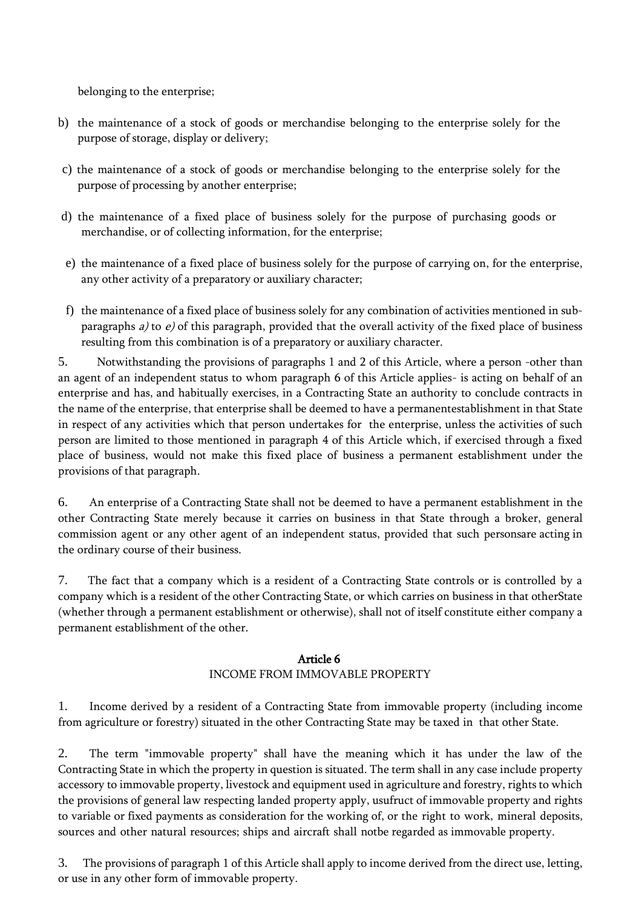belonging to the enterprise;

b) the maintenance of a stock of goods or merchandise belonging to the enterprise solely for the purpose of storage, display or delivery;

c) the maintenance of a stock of goods or merchandise belonging to the enterprise solely for the purpose of processing by another enterprise;

d) the maintenance of a fixed place of business solely for the purpose of purchasing goods or merchandise, or of collecting information, for the enterprise;

e) the maintenance of a fixed place of business solely for the purpose of carrying on, for the enterprise, any other activity of a preparatory or auxiliary character;

f) the maintenance of a fixed place of business solely for any combination of activities mentioned in sub-paragraphs *a)* to *e)* of this paragraph, provided that the overall activity of the fixed place of business resulting from this combination is of a preparatory or auxiliary character.

5. Notwithstanding the provisions of paragraphs 1 and 2 of this Article, where a person -other than an agent of an independent status to whom paragraph 6 of this Article applies- is acting on behalf of an enterprise and has, and habitually exercises, in a Contracting State an authority to conclude contracts in the name of the enterprise, that enterprise shall be deemed to have a permanentestablishment in that State in respect of any activities which that person undertakes for the enterprise, unless the activities of such person are limited to those mentioned in paragraph 4 of this Article which, if exercised through a fixed place of business, would not make this fixed place of business a permanent establishment under the provisions of that paragraph.

6. An enterprise of a Contracting State shall not be deemed to have a permanent establishment in the other Contracting State merely because it carries on business in that State through a broker, general commission agent or any other agent of an independent status, provided that such personsare acting in the ordinary course of their business.

7. The fact that a company which is a resident of a Contracting State controls or is controlled by a company which is a resident of the other Contracting State, or which carries on business in that otherState (whether through a permanent establishment or otherwise), shall not of itself constitute either company a permanent establishment of the other.

## Article 6
### INCOME FROM IMMOVABLE PROPERTY

1. Income derived by a resident of a Contracting State from immovable property (including income from agriculture or forestry) situated in the other Contracting State may be taxed in that other State.

2. The term "immovable property" shall have the meaning which it has under the law of the Contracting State in which the property in question is situated. The term shall in any case include property accessory to immovable property, livestock and equipment used in agriculture and forestry, rights to which the provisions of general law respecting landed property apply, usufruct of immovable property and rights to variable or fixed payments as consideration for the working of, or the right to work, mineral deposits, sources and other natural resources; ships and aircraft shall notbe regarded as immovable property.

3. The provisions of paragraph 1 of this Article shall apply to income derived from the direct use, letting, or use in any other form of immovable property.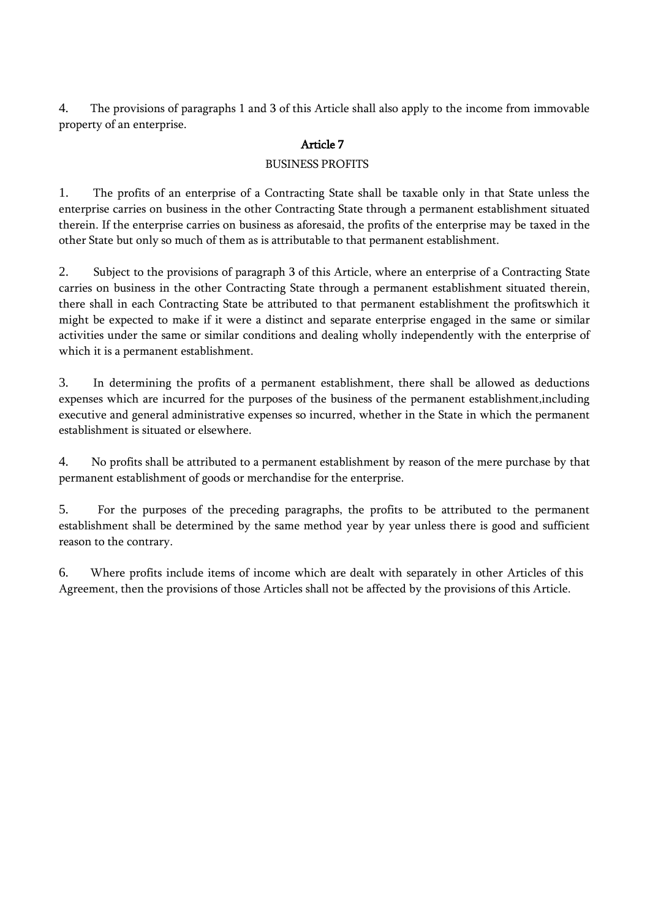4. The provisions of paragraphs 1 and 3 of this Article shall also apply to the income from immovable property of an enterprise.

## Article 7

### BUSINESS PROFITS

1. The profits of an enterprise of a Contracting State shall be taxable only in that State unless the enterprise carries on business in the other Contracting State through a permanent establishment situated therein. If the enterprise carries on business as aforesaid, the profits of the enterprise may be taxed in the other State but only so much of them as is attributable to that permanent establishment.

2. Subject to the provisions of paragraph 3 of this Article, where an enterprise of a Contracting State carries on business in the other Contracting State through a permanent establishment situated therein, there shall in each Contracting State be attributed to that permanent establishment the profitswhich it might be expected to make if it were a distinct and separate enterprise engaged in the same or similar activities under the same or similar conditions and dealing wholly independently with the enterprise of which it is a permanent establishment.

3. In determining the profits of a permanent establishment, there shall be allowed as deductions expenses which are incurred for the purposes of the business of the permanent establishment,including executive and general administrative expenses so incurred, whether in the State in which the permanent establishment is situated or elsewhere.

4. No profits shall be attributed to a permanent establishment by reason of the mere purchase by that permanent establishment of goods or merchandise for the enterprise.

5. For the purposes of the preceding paragraphs, the profits to be attributed to the permanent establishment shall be determined by the same method year by year unless there is good and sufficient reason to the contrary.

6. Where profits include items of income which are dealt with separately in other Articles of this Agreement, then the provisions of those Articles shall not be affected by the provisions of this Article.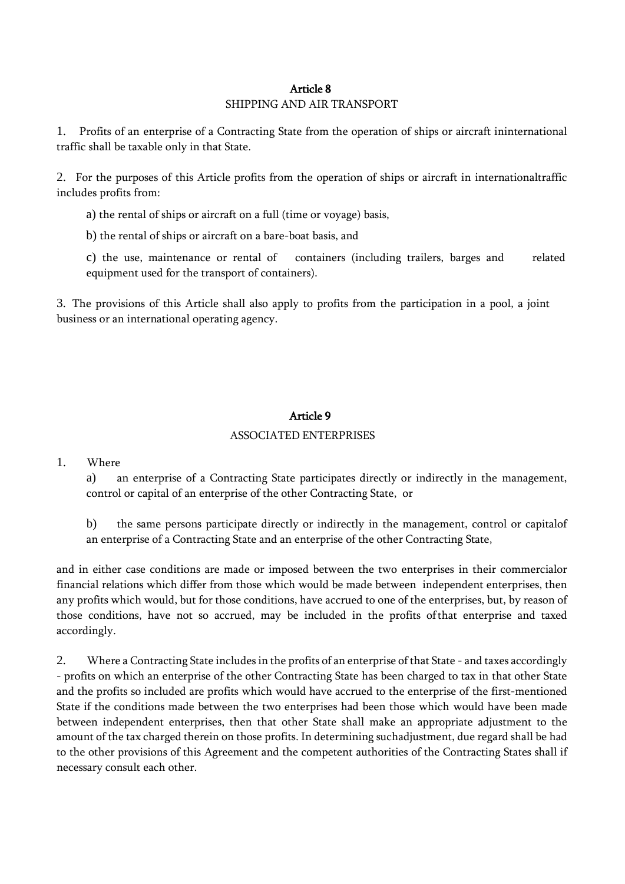## Article 8

SHIPPING AND AIR TRANSPORT

1. Profits of an enterprise of a Contracting State from the operation of ships or aircraft ininternational traffic shall be taxable only in that State.

2. For the purposes of this Article profits from the operation of ships or aircraft in internationaltraffic includes profits from:

   a) the rental of ships or aircraft on a full (time or voyage) basis,

   b) the rental of ships or aircraft on a bare-boat basis, and

   c) the use, maintenance or rental of containers (including trailers, barges and related equipment used for the transport of containers).

3. The provisions of this Article shall also apply to profits from the participation in a pool, a joint business or an international operating agency.

## Article 9

ASSOCIATED ENTERPRISES

1. Where

   a) an enterprise of a Contracting State participates directly or indirectly in the management, control or capital of an enterprise of the other Contracting State, or

   b) the same persons participate directly or indirectly in the management, control or capitalof an enterprise of a Contracting State and an enterprise of the other Contracting State,

and in either case conditions are made or imposed between the two enterprises in their commercialor financial relations which differ from those which would be made between independent enterprises, then any profits which would, but for those conditions, have accrued to one of the enterprises, but, by reason of those conditions, have not so accrued, may be included in the profits ofthat enterprise and taxed accordingly.

2. Where a Contracting State includes in the profits of an enterprise of that State - and taxes accordingly - profits on which an enterprise of the other Contracting State has been charged to tax in that other State and the profits so included are profits which would have accrued to the enterprise of the first-mentioned State if the conditions made between the two enterprises had been those which would have been made between independent enterprises, then that other State shall make an appropriate adjustment to the amount of the tax charged therein on those profits. In determining suchadjustment, due regard shall be had to the other provisions of this Agreement and the competent authorities of the Contracting States shall if necessary consult each other.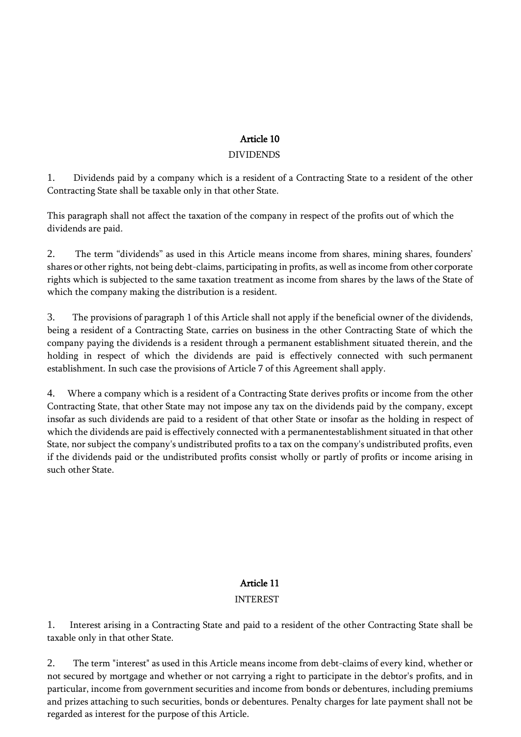## Article 10

DIVIDENDS

1. Dividends paid by a company which is a resident of a Contracting State to a resident of the other Contracting State shall be taxable only in that other State.

This paragraph shall not affect the taxation of the company in respect of the profits out of which the dividends are paid.

2. The term "dividends" as used in this Article means income from shares, mining shares, founders' shares or other rights, not being debt-claims, participating in profits, as well as income from other corporate rights which is subjected to the same taxation treatment as income from shares by the laws of the State of which the company making the distribution is a resident.

3. The provisions of paragraph 1 of this Article shall not apply if the beneficial owner of the dividends, being a resident of a Contracting State, carries on business in the other Contracting State of which the company paying the dividends is a resident through a permanent establishment situated therein, and the holding in respect of which the dividends are paid is effectively connected with such permanent establishment. In such case the provisions of Article 7 of this Agreement shall apply.

4. Where a company which is a resident of a Contracting State derives profits or income from the other Contracting State, that other State may not impose any tax on the dividends paid by the company, except insofar as such dividends are paid to a resident of that other State or insofar as the holding in respect of which the dividends are paid is effectively connected with a permanentestablishment situated in that other State, nor subject the company's undistributed profits to a tax on the company's undistributed profits, even if the dividends paid or the undistributed profits consist wholly or partly of profits or income arising in such other State.

## Article 11

INTEREST

1. Interest arising in a Contracting State and paid to a resident of the other Contracting State shall be taxable only in that other State.

2. The term "interest" as used in this Article means income from debt-claims of every kind, whether or not secured by mortgage and whether or not carrying a right to participate in the debtor's profits, and in particular, income from government securities and income from bonds or debentures, including premiums and prizes attaching to such securities, bonds or debentures. Penalty charges for late payment shall not be regarded as interest for the purpose of this Article.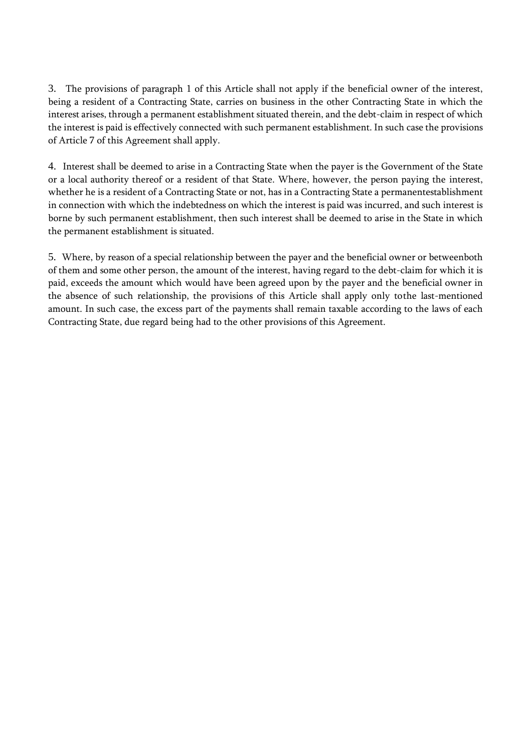3. The provisions of paragraph 1 of this Article shall not apply if the beneficial owner of the interest, being a resident of a Contracting State, carries on business in the other Contracting State in which the interest arises, through a permanent establishment situated therein, and the debt-claim in respect of which the interest is paid is effectively connected with such permanent establishment. In such case the provisions of Article 7 of this Agreement shall apply.

4. Interest shall be deemed to arise in a Contracting State when the payer is the Government of the State or a local authority thereof or a resident of that State. Where, however, the person paying the interest, whether he is a resident of a Contracting State or not, has in a Contracting State a permanentestablishment in connection with which the indebtedness on which the interest is paid was incurred, and such interest is borne by such permanent establishment, then such interest shall be deemed to arise in the State in which the permanent establishment is situated.

5. Where, by reason of a special relationship between the payer and the beneficial owner or betweenboth of them and some other person, the amount of the interest, having regard to the debt-claim for which it is paid, exceeds the amount which would have been agreed upon by the payer and the beneficial owner in the absence of such relationship, the provisions of this Article shall apply only tothe last-mentioned amount. In such case, the excess part of the payments shall remain taxable according to the laws of each Contracting State, due regard being had to the other provisions of this Agreement.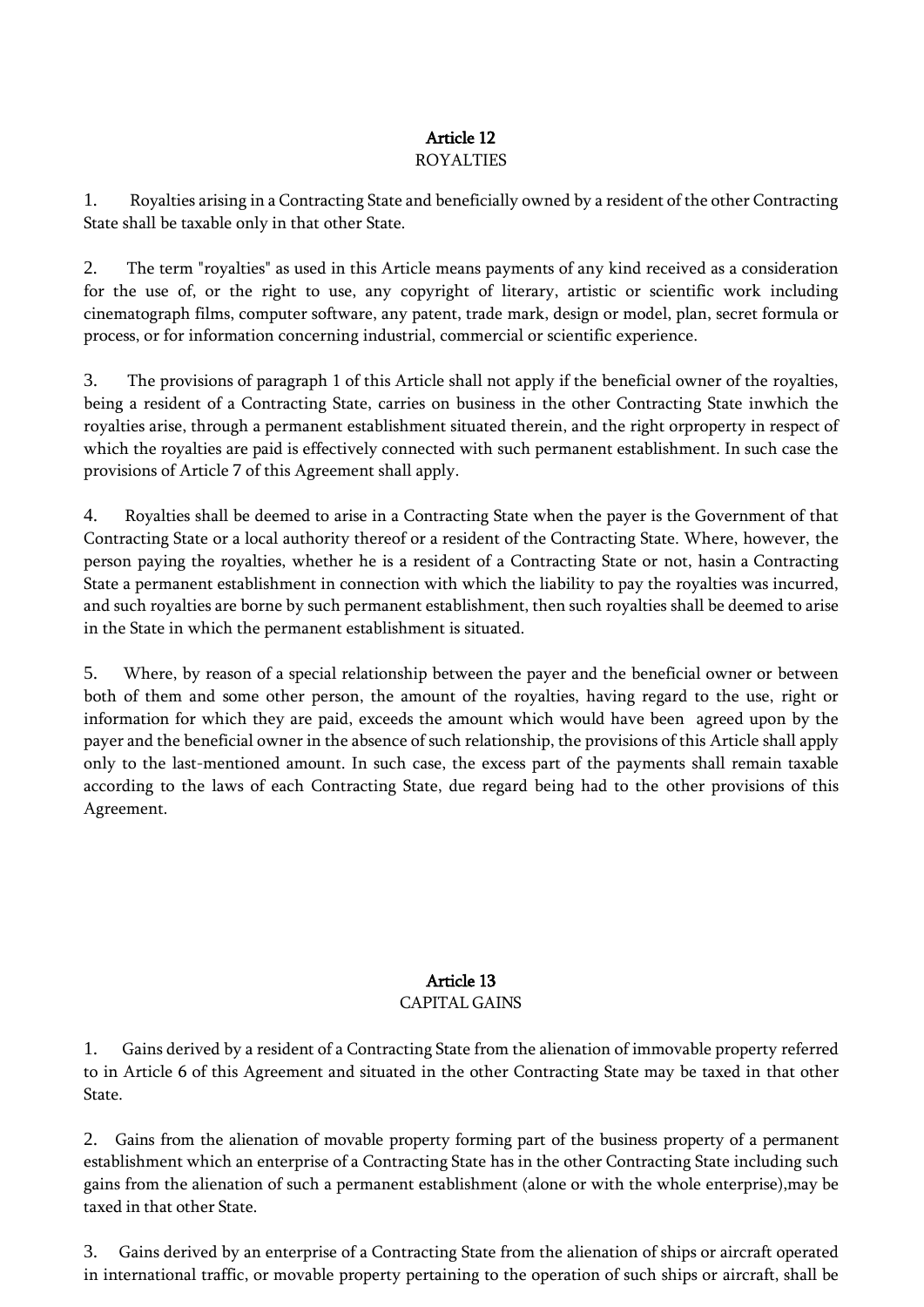## Article 12
ROYALTIES

1. Royalties arising in a Contracting State and beneficially owned by a resident of the other Contracting State shall be taxable only in that other State.

2. The term "royalties" as used in this Article means payments of any kind received as a consideration for the use of, or the right to use, any copyright of literary, artistic or scientific work including cinematograph films, computer software, any patent, trade mark, design or model, plan, secret formula or process, or for information concerning industrial, commercial or scientific experience.

3. The provisions of paragraph 1 of this Article shall not apply if the beneficial owner of the royalties, being a resident of a Contracting State, carries on business in the other Contracting State inwhich the royalties arise, through a permanent establishment situated therein, and the right orproperty in respect of which the royalties are paid is effectively connected with such permanent establishment. In such case the provisions of Article 7 of this Agreement shall apply.

4. Royalties shall be deemed to arise in a Contracting State when the payer is the Government of that Contracting State or a local authority thereof or a resident of the Contracting State. Where, however, the person paying the royalties, whether he is a resident of a Contracting State or not, hasin a Contracting State a permanent establishment in connection with which the liability to pay the royalties was incurred, and such royalties are borne by such permanent establishment, then such royalties shall be deemed to arise in the State in which the permanent establishment is situated.

5. Where, by reason of a special relationship between the payer and the beneficial owner or between both of them and some other person, the amount of the royalties, having regard to the use, right or information for which they are paid, exceeds the amount which would have been agreed upon by the payer and the beneficial owner in the absence of such relationship, the provisions of this Article shall apply only to the last-mentioned amount. In such case, the excess part of the payments shall remain taxable according to the laws of each Contracting State, due regard being had to the other provisions of this Agreement.

## Article 13
CAPITAL GAINS

1. Gains derived by a resident of a Contracting State from the alienation of immovable property referred to in Article 6 of this Agreement and situated in the other Contracting State may be taxed in that other State.

2. Gains from the alienation of movable property forming part of the business property of a permanent establishment which an enterprise of a Contracting State has in the other Contracting State including such gains from the alienation of such a permanent establishment (alone or with the whole enterprise),may be taxed in that other State.

3. Gains derived by an enterprise of a Contracting State from the alienation of ships or aircraft operated in international traffic, or movable property pertaining to the operation of such ships or aircraft, shall be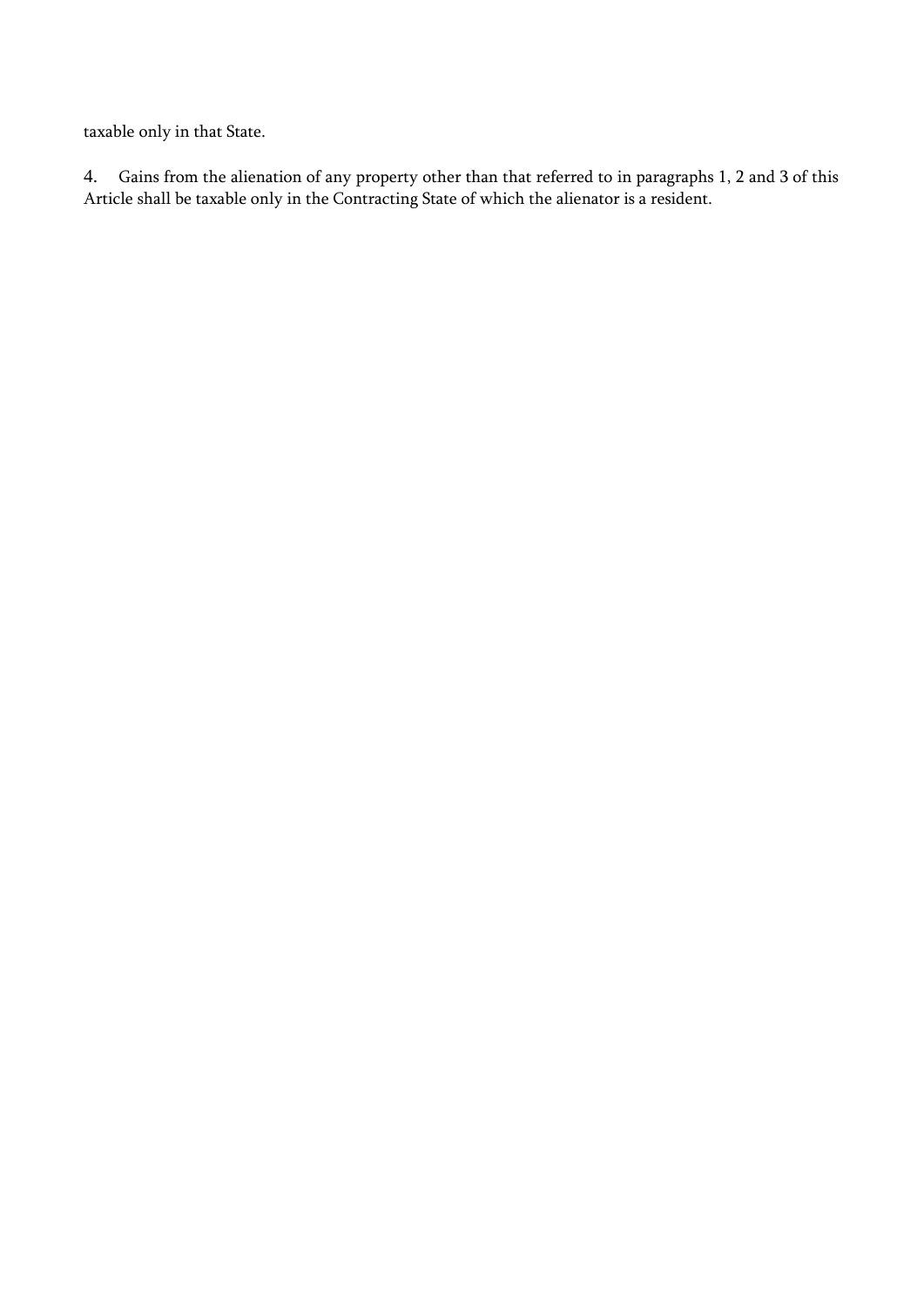taxable only in that State.

4. Gains from the alienation of any property other than that referred to in paragraphs 1, 2 and 3 of this Article shall be taxable only in the Contracting State of which the alienator is a resident.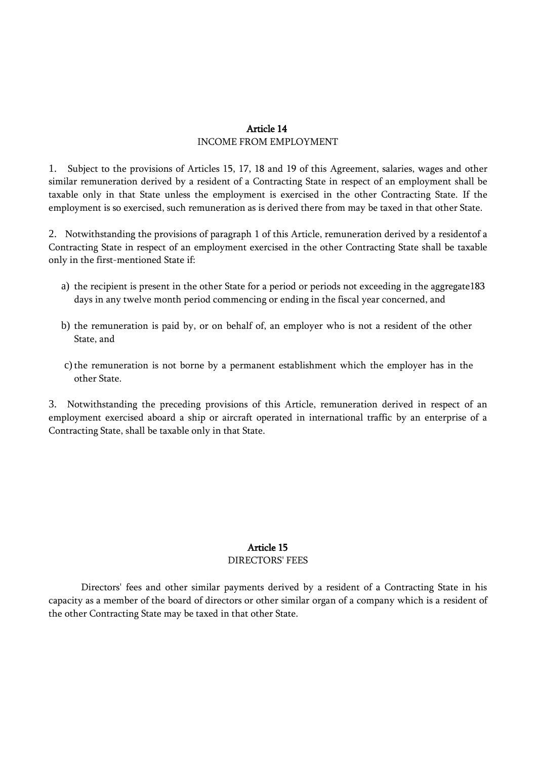## Article 14
INCOME FROM EMPLOYMENT

1. Subject to the provisions of Articles 15, 17, 18 and 19 of this Agreement, salaries, wages and other similar remuneration derived by a resident of a Contracting State in respect of an employment shall be taxable only in that State unless the employment is exercised in the other Contracting State. If the employment is so exercised, such remuneration as is derived there from may be taxed in that other State.

2. Notwithstanding the provisions of paragraph 1 of this Article, remuneration derived by a residentof a Contracting State in respect of an employment exercised in the other Contracting State shall be taxable only in the first-mentioned State if:

a) the recipient is present in the other State for a period or periods not exceeding in the aggregate183 days in any twelve month period commencing or ending in the fiscal year concerned, and

b) the remuneration is paid by, or on behalf of, an employer who is not a resident of the other State, and

c) the remuneration is not borne by a permanent establishment which the employer has in the other State.

3. Notwithstanding the preceding provisions of this Article, remuneration derived in respect of an employment exercised aboard a ship or aircraft operated in international traffic by an enterprise of a Contracting State, shall be taxable only in that State.

## Article 15
DIRECTORS' FEES

Directors' fees and other similar payments derived by a resident of a Contracting State in his capacity as a member of the board of directors or other similar organ of a company which is a resident of the other Contracting State may be taxed in that other State.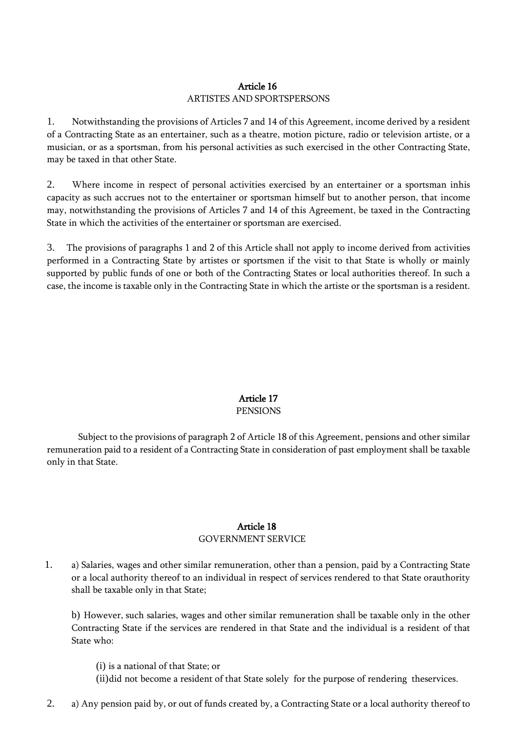## Article 16
ARTISTES AND SPORTSPERSONS

1. Notwithstanding the provisions of Articles 7 and 14 of this Agreement, income derived by a resident of a Contracting State as an entertainer, such as a theatre, motion picture, radio or television artiste, or a musician, or as a sportsman, from his personal activities as such exercised in the other Contracting State, may be taxed in that other State.

2. Where income in respect of personal activities exercised by an entertainer or a sportsman inhis capacity as such accrues not to the entertainer or sportsman himself but to another person, that income may, notwithstanding the provisions of Articles 7 and 14 of this Agreement, be taxed in the Contracting State in which the activities of the entertainer or sportsman are exercised.

3. The provisions of paragraphs 1 and 2 of this Article shall not apply to income derived from activities performed in a Contracting State by artistes or sportsmen if the visit to that State is wholly or mainly supported by public funds of one or both of the Contracting States or local authorities thereof. In such a case, the income is taxable only in the Contracting State in which the artiste or the sportsman is a resident.

## Article 17
PENSIONS

Subject to the provisions of paragraph 2 of Article 18 of this Agreement, pensions and other similar remuneration paid to a resident of a Contracting State in consideration of past employment shall be taxable only in that State.

## Article 18
GOVERNMENT SERVICE

1. a) Salaries, wages and other similar remuneration, other than a pension, paid by a Contracting State or a local authority thereof to an individual in respect of services rendered to that State orauthority shall be taxable only in that State;

   b) However, such salaries, wages and other similar remuneration shall be taxable only in the other Contracting State if the services are rendered in that State and the individual is a resident of that State who:

   (i) is a national of that State; or
   (ii)did not become a resident of that State solely for the purpose of rendering theservices.

2. a) Any pension paid by, or out of funds created by, a Contracting State or a local authority thereof to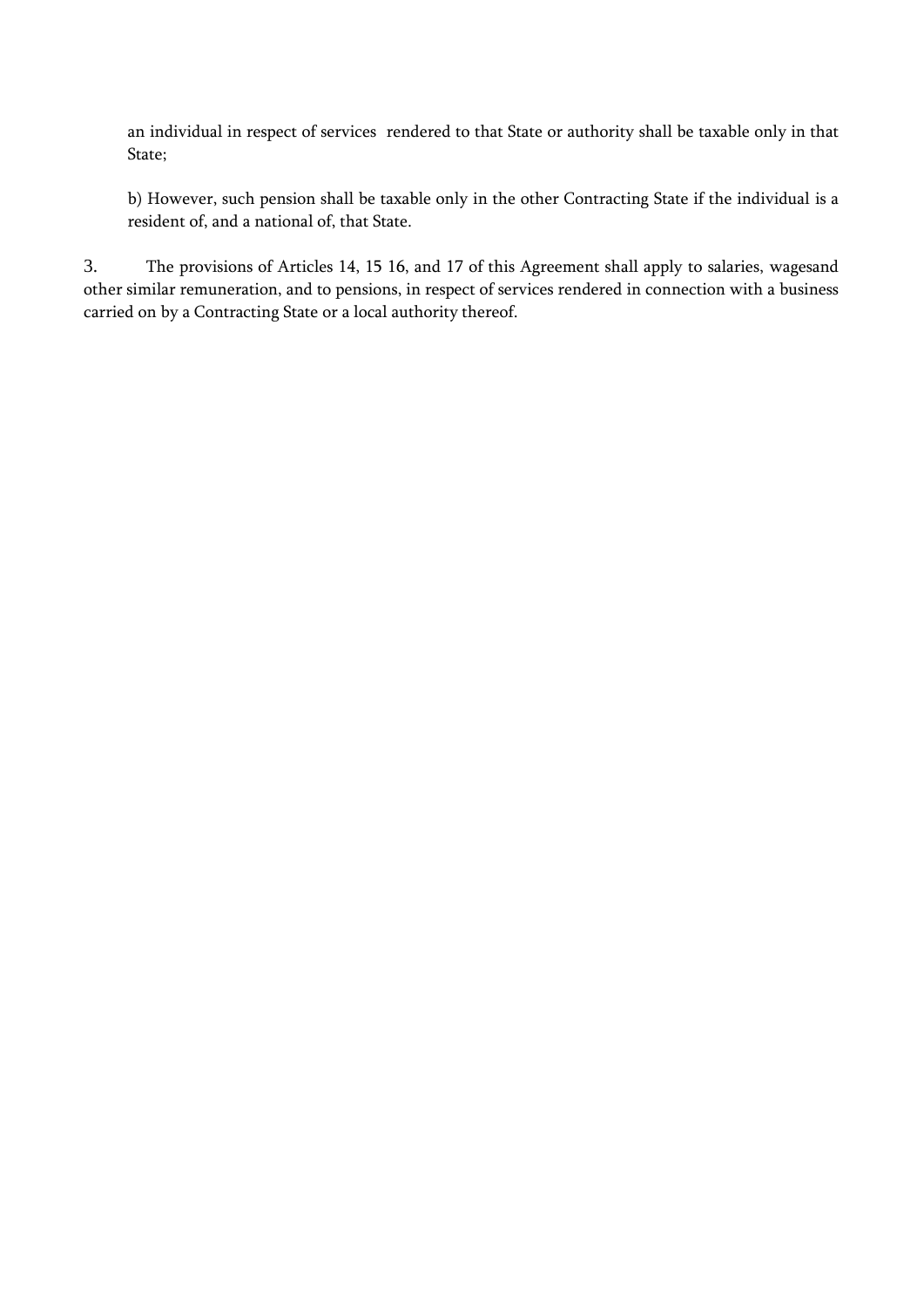an individual in respect of services rendered to that State or authority shall be taxable only in that State;

b) However, such pension shall be taxable only in the other Contracting State if the individual is a resident of, and a national of, that State.

3. The provisions of Articles 14, 15 16, and 17 of this Agreement shall apply to salaries, wagesand other similar remuneration, and to pensions, in respect of services rendered in connection with a business carried on by a Contracting State or a local authority thereof.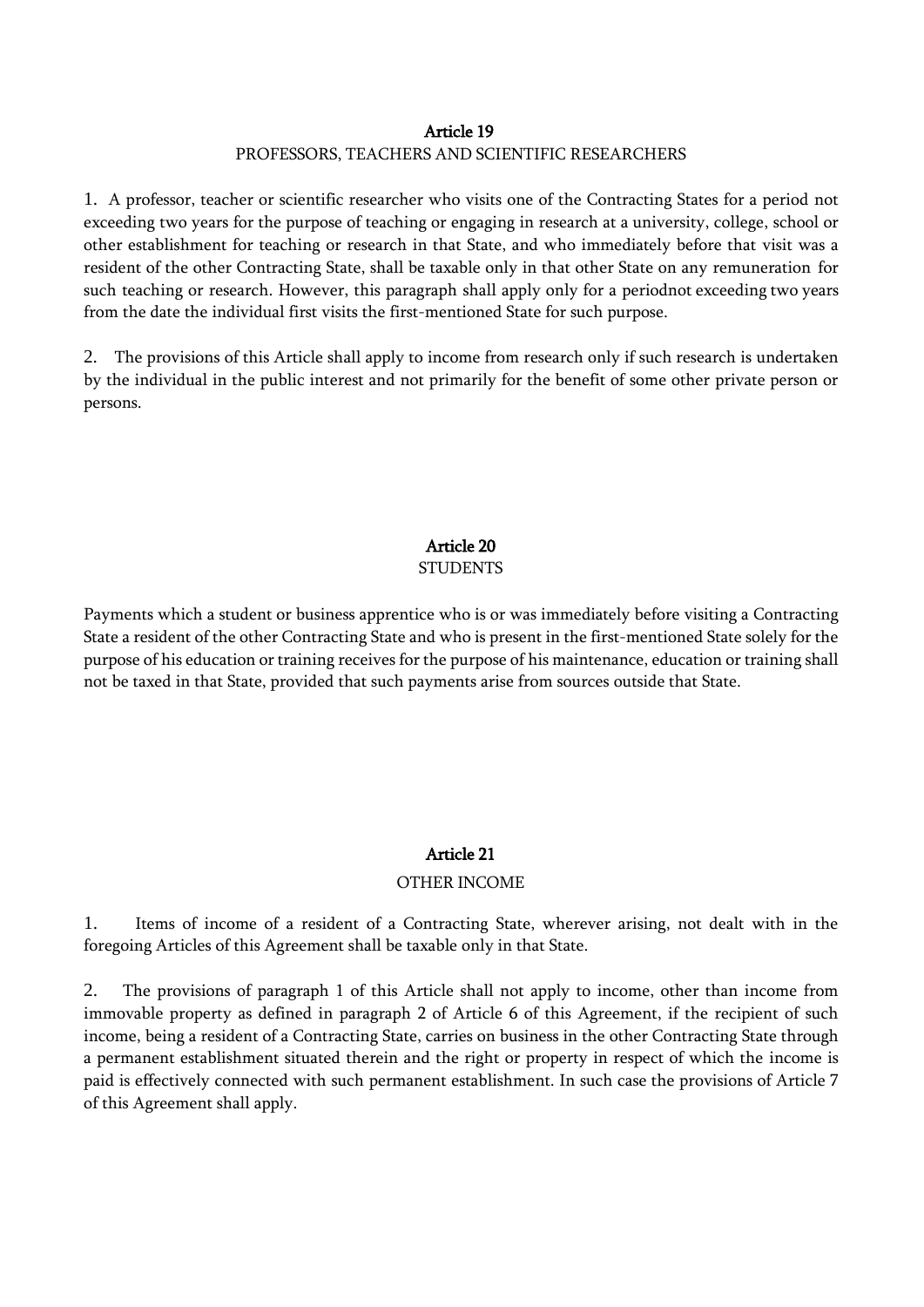## Article 19

### PROFESSORS, TEACHERS AND SCIENTIFIC RESEARCHERS

1. A professor, teacher or scientific researcher who visits one of the Contracting States for a period not exceeding two years for the purpose of teaching or engaging in research at a university, college, school or other establishment for teaching or research in that State, and who immediately before that visit was a resident of the other Contracting State, shall be taxable only in that other State on any remuneration for such teaching or research. However, this paragraph shall apply only for a periodnot exceeding two years from the date the individual first visits the first-mentioned State for such purpose.

2. The provisions of this Article shall apply to income from research only if such research is undertaken by the individual in the public interest and not primarily for the benefit of some other private person or persons.

## Article 20

### STUDENTS

Payments which a student or business apprentice who is or was immediately before visiting a Contracting State a resident of the other Contracting State and who is present in the first-mentioned State solely for the purpose of his education or training receives for the purpose of his maintenance, education or training shall not be taxed in that State, provided that such payments arise from sources outside that State.

## Article 21

### OTHER INCOME

1. Items of income of a resident of a Contracting State, wherever arising, not dealt with in the foregoing Articles of this Agreement shall be taxable only in that State.

2. The provisions of paragraph 1 of this Article shall not apply to income, other than income from immovable property as defined in paragraph 2 of Article 6 of this Agreement, if the recipient of such income, being a resident of a Contracting State, carries on business in the other Contracting State through a permanent establishment situated therein and the right or property in respect of which the income is paid is effectively connected with such permanent establishment. In such case the provisions of Article 7 of this Agreement shall apply.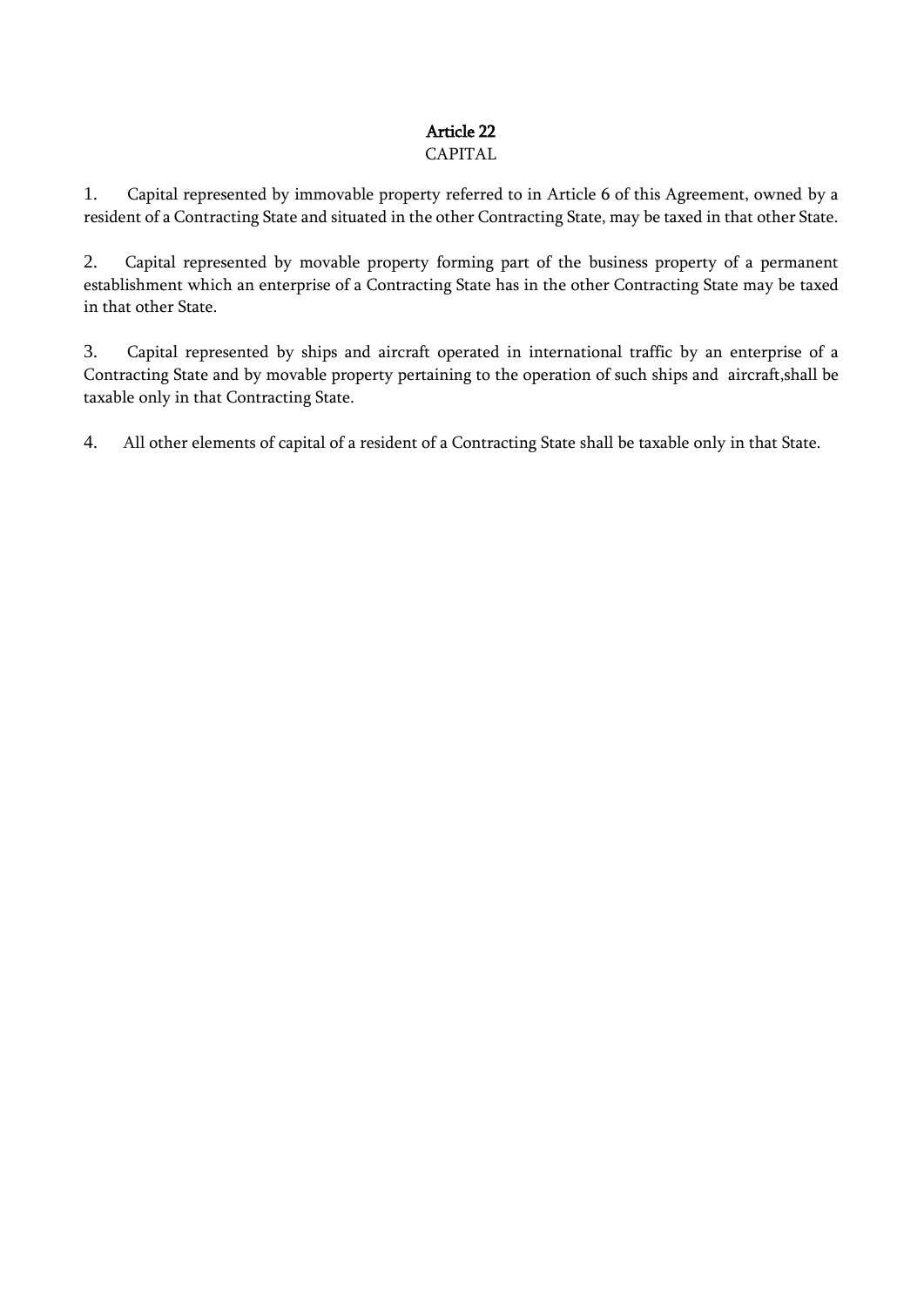# Article 22
## CAPITAL

1. Capital represented by immovable property referred to in Article 6 of this Agreement, owned by a resident of a Contracting State and situated in the other Contracting State, may be taxed in that other State.

2. Capital represented by movable property forming part of the business property of a permanent establishment which an enterprise of a Contracting State has in the other Contracting State may be taxed in that other State.

3. Capital represented by ships and aircraft operated in international traffic by an enterprise of a Contracting State and by movable property pertaining to the operation of such ships and aircraft,shall be taxable only in that Contracting State.

4. All other elements of capital of a resident of a Contracting State shall be taxable only in that State.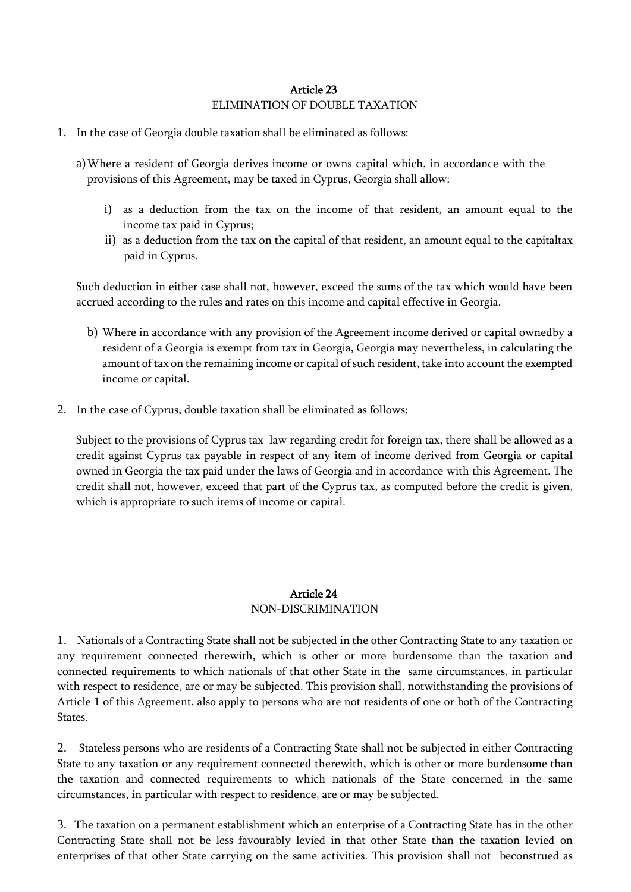## Article 23
ELIMINATION OF DOUBLE TAXATION

1. In the case of Georgia double taxation shall be eliminated as follows:

   a) Where a resident of Georgia derives income or owns capital which, in accordance with the provisions of this Agreement, may be taxed in Cyprus, Georgia shall allow:

      i) as a deduction from the tax on the income of that resident, an amount equal to the income tax paid in Cyprus;
      ii) as a deduction from the tax on the capital of that resident, an amount equal to the capitaltax paid in Cyprus.

   Such deduction in either case shall not, however, exceed the sums of the tax which would have been accrued according to the rules and rates on this income and capital effective in Georgia.

   b) Where in accordance with any provision of the Agreement income derived or capital ownedby a resident of a Georgia is exempt from tax in Georgia, Georgia may nevertheless, in calculating the amount of tax on the remaining income or capital of such resident, take into account the exempted income or capital.

2. In the case of Cyprus, double taxation shall be eliminated as follows:

   Subject to the provisions of Cyprus tax law regarding credit for foreign tax, there shall be allowed as a credit against Cyprus tax payable in respect of any item of income derived from Georgia or capital owned in Georgia the tax paid under the laws of Georgia and in accordance with this Agreement. The credit shall not, however, exceed that part of the Cyprus tax, as computed before the credit is given, which is appropriate to such items of income or capital.

## Article 24
NON-DISCRIMINATION

1. Nationals of a Contracting State shall not be subjected in the other Contracting State to any taxation or any requirement connected therewith, which is other or more burdensome than the taxation and connected requirements to which nationals of that other State in the same circumstances, in particular with respect to residence, are or may be subjected. This provision shall, notwithstanding the provisions of Article 1 of this Agreement, also apply to persons who are not residents of one or both of the Contracting States.

2. Stateless persons who are residents of a Contracting State shall not be subjected in either Contracting State to any taxation or any requirement connected therewith, which is other or more burdensome than the taxation and connected requirements to which nationals of the State concerned in the same circumstances, in particular with respect to residence, are or may be subjected.

3. The taxation on a permanent establishment which an enterprise of a Contracting State has in the other Contracting State shall not be less favourably levied in that other State than the taxation levied on enterprises of that other State carrying on the same activities. This provision shall not beconstrued as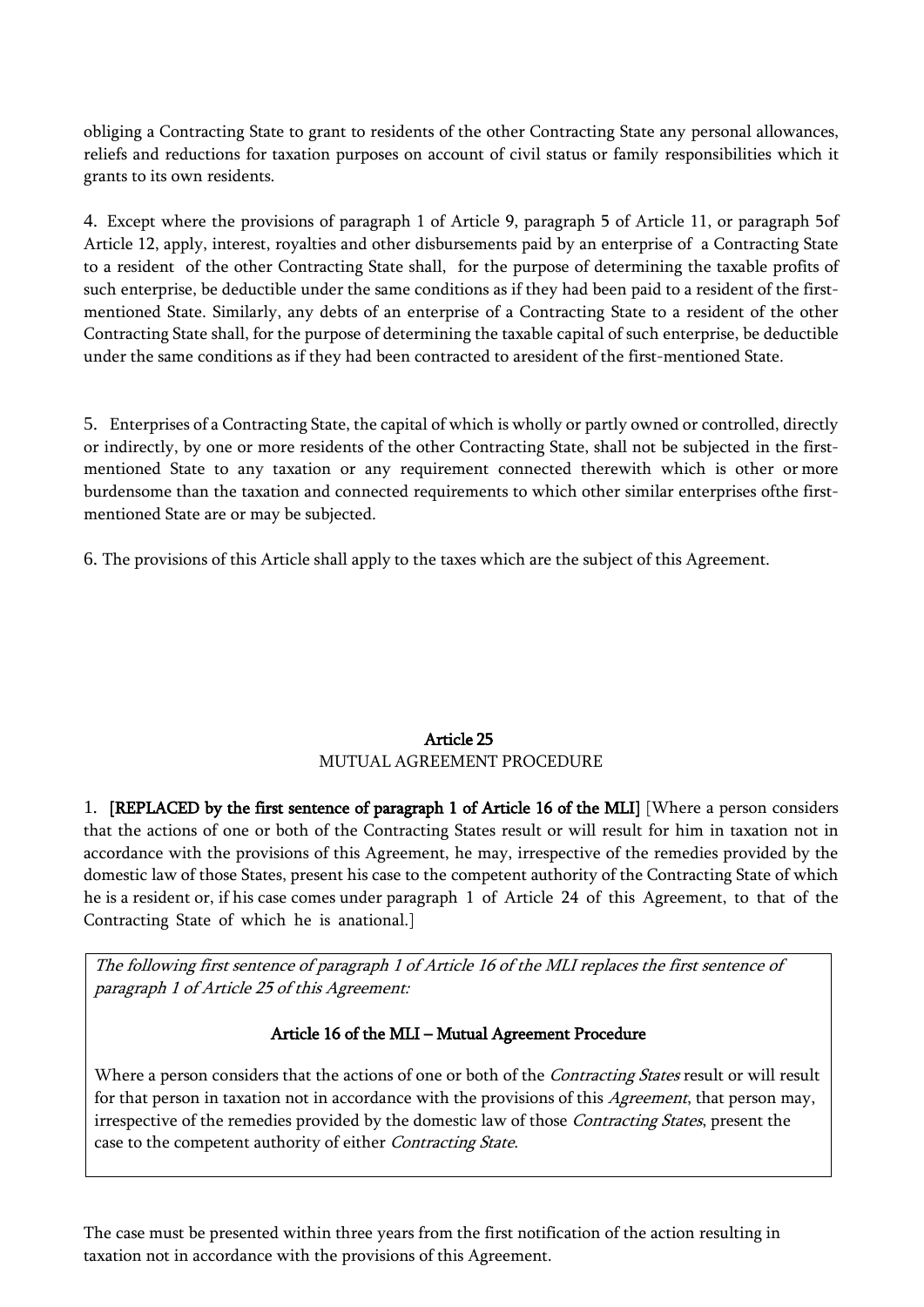obliging a Contracting State to grant to residents of the other Contracting State any personal allowances, reliefs and reductions for taxation purposes on account of civil status or family responsibilities which it grants to its own residents.

4. Except where the provisions of paragraph 1 of Article 9, paragraph 5 of Article 11, or paragraph 5of Article 12, apply, interest, royalties and other disbursements paid by an enterprise of a Contracting State to a resident of the other Contracting State shall, for the purpose of determining the taxable profits of such enterprise, be deductible under the same conditions as if they had been paid to a resident of the first-mentioned State. Similarly, any debts of an enterprise of a Contracting State to a resident of the other Contracting State shall, for the purpose of determining the taxable capital of such enterprise, be deductible under the same conditions as if they had been contracted to aresident of the first-mentioned State.

5. Enterprises of a Contracting State, the capital of which is wholly or partly owned or controlled, directly or indirectly, by one or more residents of the other Contracting State, shall not be subjected in the first-mentioned State to any taxation or any requirement connected therewith which is other or more burdensome than the taxation and connected requirements to which other similar enterprises ofthe first-mentioned State are or may be subjected.

6. The provisions of this Article shall apply to the taxes which are the subject of this Agreement.

## Article 25
MUTUAL AGREEMENT PROCEDURE

1. **[REPLACED by the first sentence of paragraph 1 of Article 16 of the MLI]** [Where a person considers that the actions of one or both of the Contracting States result or will result for him in taxation not in accordance with the provisions of this Agreement, he may, irrespective of the remedies provided by the domestic law of those States, present his case to the competent authority of the Contracting State of which he is a resident or, if his case comes under paragraph 1 of Article 24 of this Agreement, to that of the Contracting State of which he is anational.]

*The following first sentence of paragraph 1 of Article 16 of the MLI replaces the first sentence of paragraph 1 of Article 25 of this Agreement:*

**Article 16 of the MLI – Mutual Agreement Procedure**

Where a person considers that the actions of one or both of the *Contracting States* result or will result for that person in taxation not in accordance with the provisions of this *Agreement*, that person may, irrespective of the remedies provided by the domestic law of those *Contracting States*, present the case to the competent authority of either *Contracting State*.

The case must be presented within three years from the first notification of the action resulting in taxation not in accordance with the provisions of this Agreement.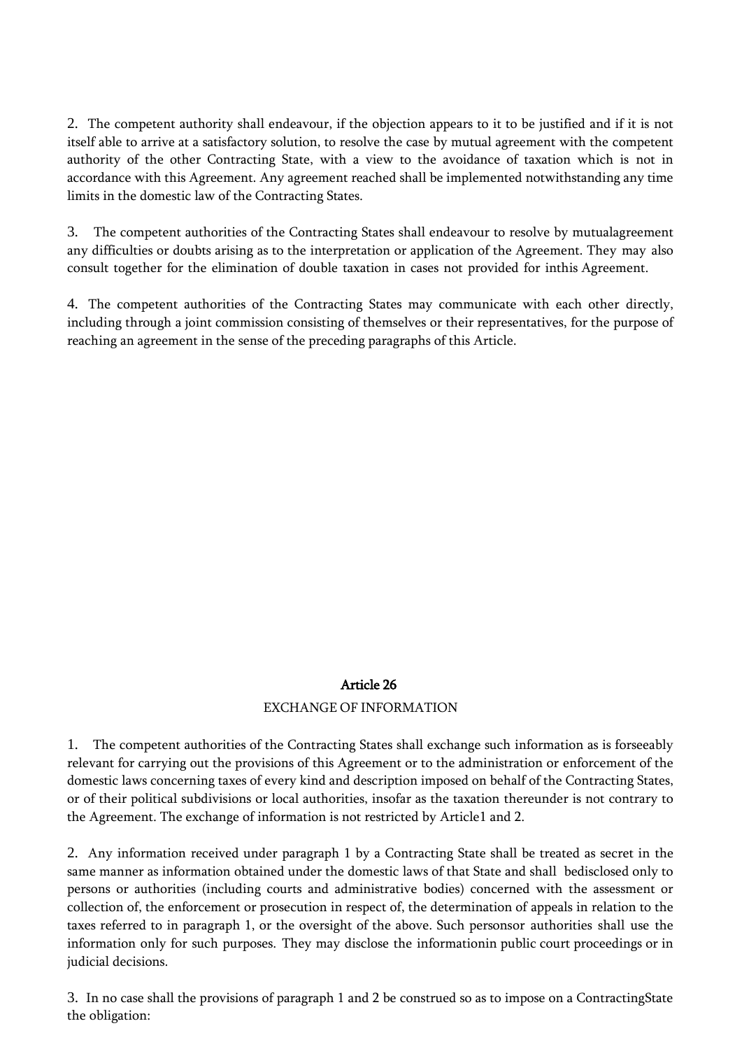2. The competent authority shall endeavour, if the objection appears to it to be justified and if it is not itself able to arrive at a satisfactory solution, to resolve the case by mutual agreement with the competent authority of the other Contracting State, with a view to the avoidance of taxation which is not in accordance with this Agreement. Any agreement reached shall be implemented notwithstanding any time limits in the domestic law of the Contracting States.

3. The competent authorities of the Contracting States shall endeavour to resolve by mutualagreement any difficulties or doubts arising as to the interpretation or application of the Agreement. They may also consult together for the elimination of double taxation in cases not provided for inthis Agreement.

4. The competent authorities of the Contracting States may communicate with each other directly, including through a joint commission consisting of themselves or their representatives, for the purpose of reaching an agreement in the sense of the preceding paragraphs of this Article.

## Article 26

### EXCHANGE OF INFORMATION

1. The competent authorities of the Contracting States shall exchange such information as is forseeably relevant for carrying out the provisions of this Agreement or to the administration or enforcement of the domestic laws concerning taxes of every kind and description imposed on behalf of the Contracting States, or of their political subdivisions or local authorities, insofar as the taxation thereunder is not contrary to the Agreement. The exchange of information is not restricted by Article1 and 2.

2. Any information received under paragraph 1 by a Contracting State shall be treated as secret in the same manner as information obtained under the domestic laws of that State and shall bedisclosed only to persons or authorities (including courts and administrative bodies) concerned with the assessment or collection of, the enforcement or prosecution in respect of, the determination of appeals in relation to the taxes referred to in paragraph 1, or the oversight of the above. Such personsor authorities shall use the information only for such purposes. They may disclose the informationin public court proceedings or in judicial decisions.

3. In no case shall the provisions of paragraph 1 and 2 be construed so as to impose on a ContractingState the obligation: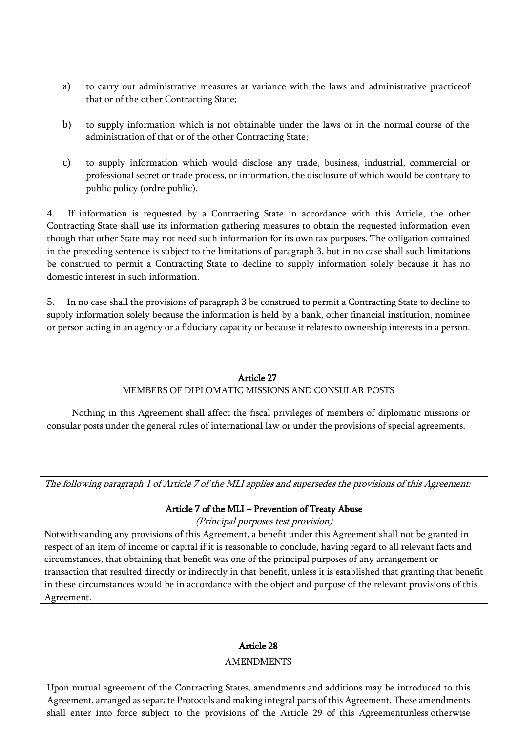a) to carry out administrative measures at variance with the laws and administrative practiceof that or of the other Contracting State;

b) to supply information which is not obtainable under the laws or in the normal course of the administration of that or of the other Contracting State;

c) to supply information which would disclose any trade, business, industrial, commercial or professional secret or trade process, or information, the disclosure of which would be contrary to public policy (ordre public).

4. If information is requested by a Contracting State in accordance with this Article, the other Contracting State shall use its information gathering measures to obtain the requested information even though that other State may not need such information for its own tax purposes. The obligation contained in the preceding sentence is subject to the limitations of paragraph 3, but in no case shall such limitations be construed to permit a Contracting State to decline to supply information solely because it has no domestic interest in such information.

5. In no case shall the provisions of paragraph 3 be construed to permit a Contracting State to decline to supply information solely because the information is held by a bank, other financial institution, nominee or person acting in an agency or a fiduciary capacity or because it relates to ownership interests in a person.

## Article 27

### MEMBERS OF DIPLOMATIC MISSIONS AND CONSULAR POSTS

Nothing in this Agreement shall affect the fiscal privileges of members of diplomatic missions or consular posts under the general rules of international law or under the provisions of special agreements.

*The following paragraph 1 of Article 7 of the MLI applies and supersedes the provisions of this Agreement:*

**Article 7 of the MLI – Prevention of Treaty Abuse**

*(Principal purposes test provision)*

Notwithstanding any provisions of this Agreement, a benefit under this Agreement shall not be granted in respect of an item of income or capital if it is reasonable to conclude, having regard to all relevant facts and circumstances, that obtaining that benefit was one of the principal purposes of any arrangement or transaction that resulted directly or indirectly in that benefit, unless it is established that granting that benefit in these circumstances would be in accordance with the object and purpose of the relevant provisions of this Agreement.

## Article 28

### AMENDMENTS

Upon mutual agreement of the Contracting States, amendments and additions may be introduced to this Agreement, arranged as separate Protocols and making integral parts of this Agreement. These amendments shall enter into force subject to the provisions of the Article 29 of this Agreementunless otherwise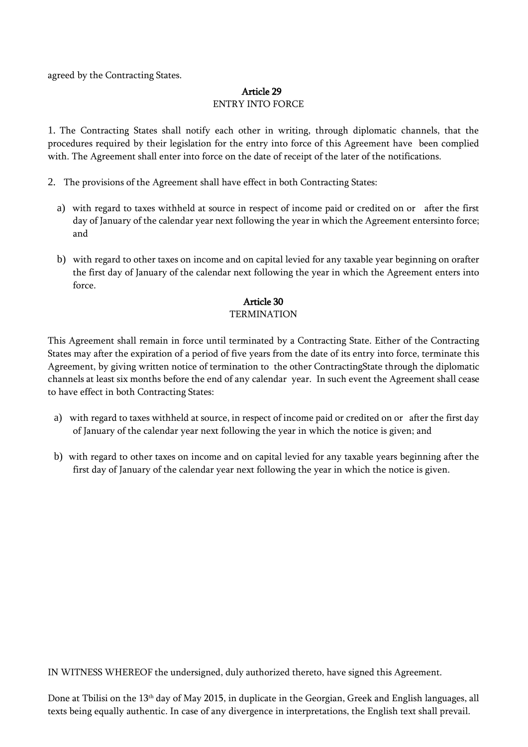agreed by the Contracting States.

## Article 29
### ENTRY INTO FORCE

1. The Contracting States shall notify each other in writing, through diplomatic channels, that the procedures required by their legislation for the entry into force of this Agreement have been complied with. The Agreement shall enter into force on the date of receipt of the later of the notifications.

2. The provisions of the Agreement shall have effect in both Contracting States:

   a) with regard to taxes withheld at source in respect of income paid or credited on or after the first day of January of the calendar year next following the year in which the Agreement entersinto force; and

   b) with regard to other taxes on income and on capital levied for any taxable year beginning on orafter the first day of January of the calendar next following the year in which the Agreement enters into force.

## Article 30
### TERMINATION

This Agreement shall remain in force until terminated by a Contracting State. Either of the Contracting States may after the expiration of a period of five years from the date of its entry into force, terminate this Agreement, by giving written notice of termination to the other ContractingState through the diplomatic channels at least six months before the end of any calendar year. In such event the Agreement shall cease to have effect in both Contracting States:

a) with regard to taxes withheld at source, in respect of income paid or credited on or after the first day of January of the calendar year next following the year in which the notice is given; and

b) with regard to other taxes on income and on capital levied for any taxable years beginning after the first day of January of the calendar year next following the year in which the notice is given.

IN WITNESS WHEREOF the undersigned, duly authorized thereto, have signed this Agreement.

Done at Tbilisi on the 13th day of May 2015, in duplicate in the Georgian, Greek and English languages, all texts being equally authentic. In case of any divergence in interpretations, the English text shall prevail.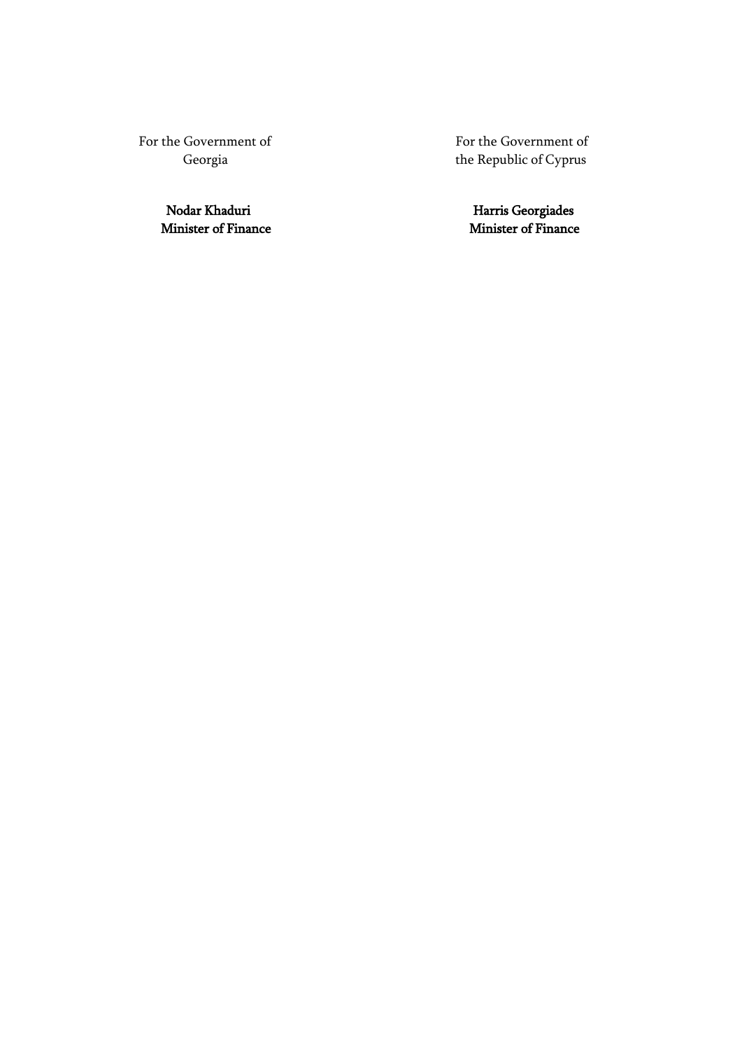| For the Government of Georgia | For the Government of the Republic of Cyprus |
|---|---|
| **Nodar Khaduri** | **Harris Georgiades** |
| **Minister of Finance** | **Minister of Finance** |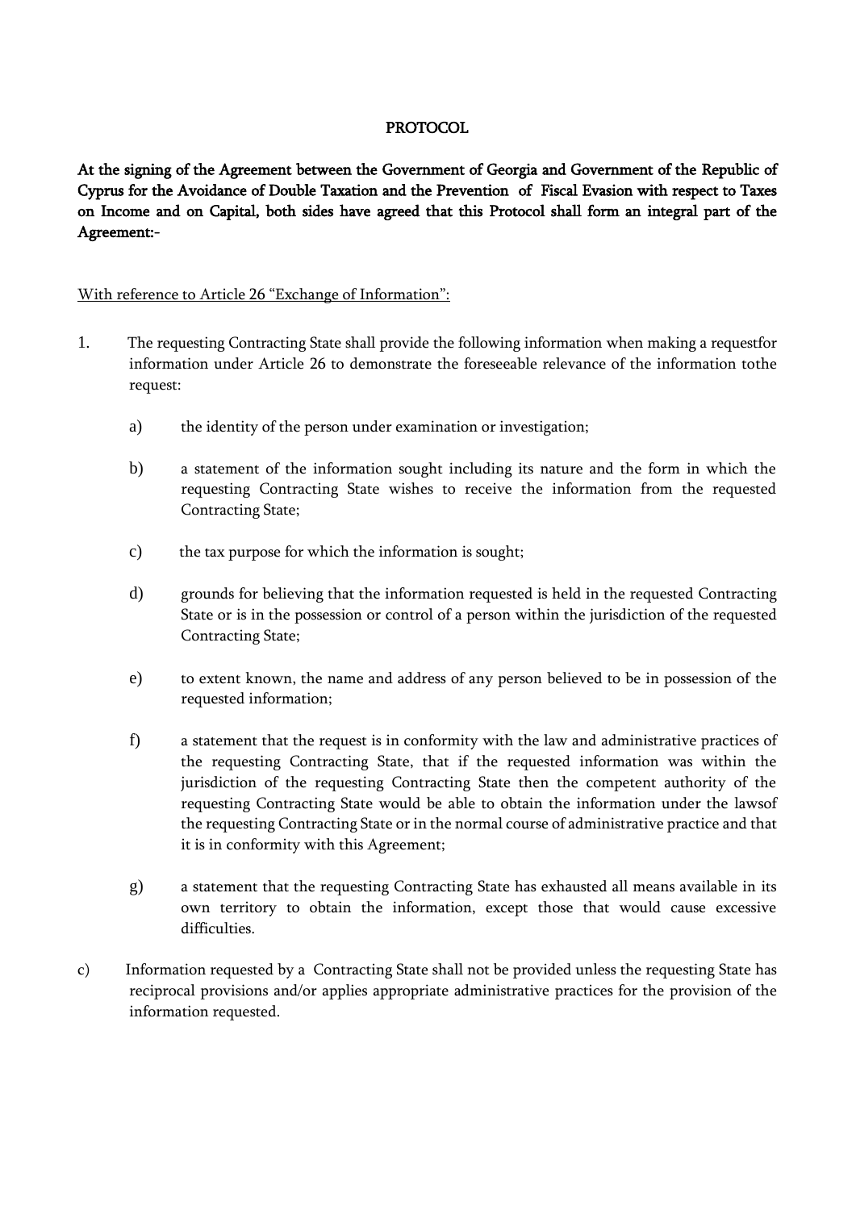**PROTOCOL**

**At the signing of the Agreement between the Government of Georgia and Government of the Republic of Cyprus for the Avoidance of Double Taxation and the Prevention of Fiscal Evasion with respect to Taxes on Income and on Capital, both sides have agreed that this Protocol shall form an integral part of the Agreement:-**

With reference to Article 26 "Exchange of Information":

1. The requesting Contracting State shall provide the following information when making a requestfor information under Article 26 to demonstrate the foreseeable relevance of the information tothe request:

   a) the identity of the person under examination or investigation;

   b) a statement of the information sought including its nature and the form in which the requesting Contracting State wishes to receive the information from the requested Contracting State;

   c) the tax purpose for which the information is sought;

   d) grounds for believing that the information requested is held in the requested Contracting State or is in the possession or control of a person within the jurisdiction of the requested Contracting State;

   e) to extent known, the name and address of any person believed to be in possession of the requested information;

   f) a statement that the request is in conformity with the law and administrative practices of the requesting Contracting State, that if the requested information was within the jurisdiction of the requesting Contracting State then the competent authority of the requesting Contracting State would be able to obtain the information under the lawsof the requesting Contracting State or in the normal course of administrative practice and that it is in conformity with this Agreement;

   g) a statement that the requesting Contracting State has exhausted all means available in its own territory to obtain the information, except those that would cause excessive difficulties.

c) Information requested by a Contracting State shall not be provided unless the requesting State has reciprocal provisions and/or applies appropriate administrative practices for the provision of the information requested.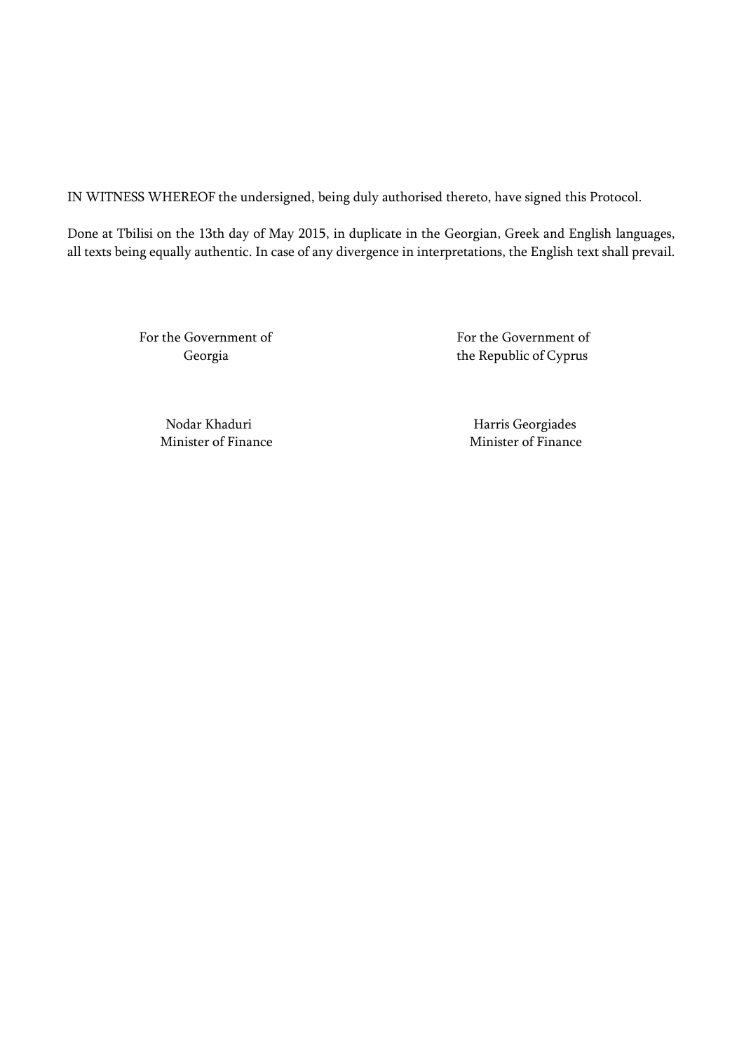IN WITNESS WHEREOF the undersigned, being duly authorised thereto, have signed this Protocol.

Done at Tbilisi on the 13th day of May 2015, in duplicate in the Georgian, Greek and English languages, all texts being equally authentic. In case of any divergence in interpretations, the English text shall prevail.

| | |
|---|---|
| For the Government of Georgia | For the Government of the Republic of Cyprus |
| Nodar Khaduri<br>Minister of Finance | Harris Georgiades<br>Minister of Finance |